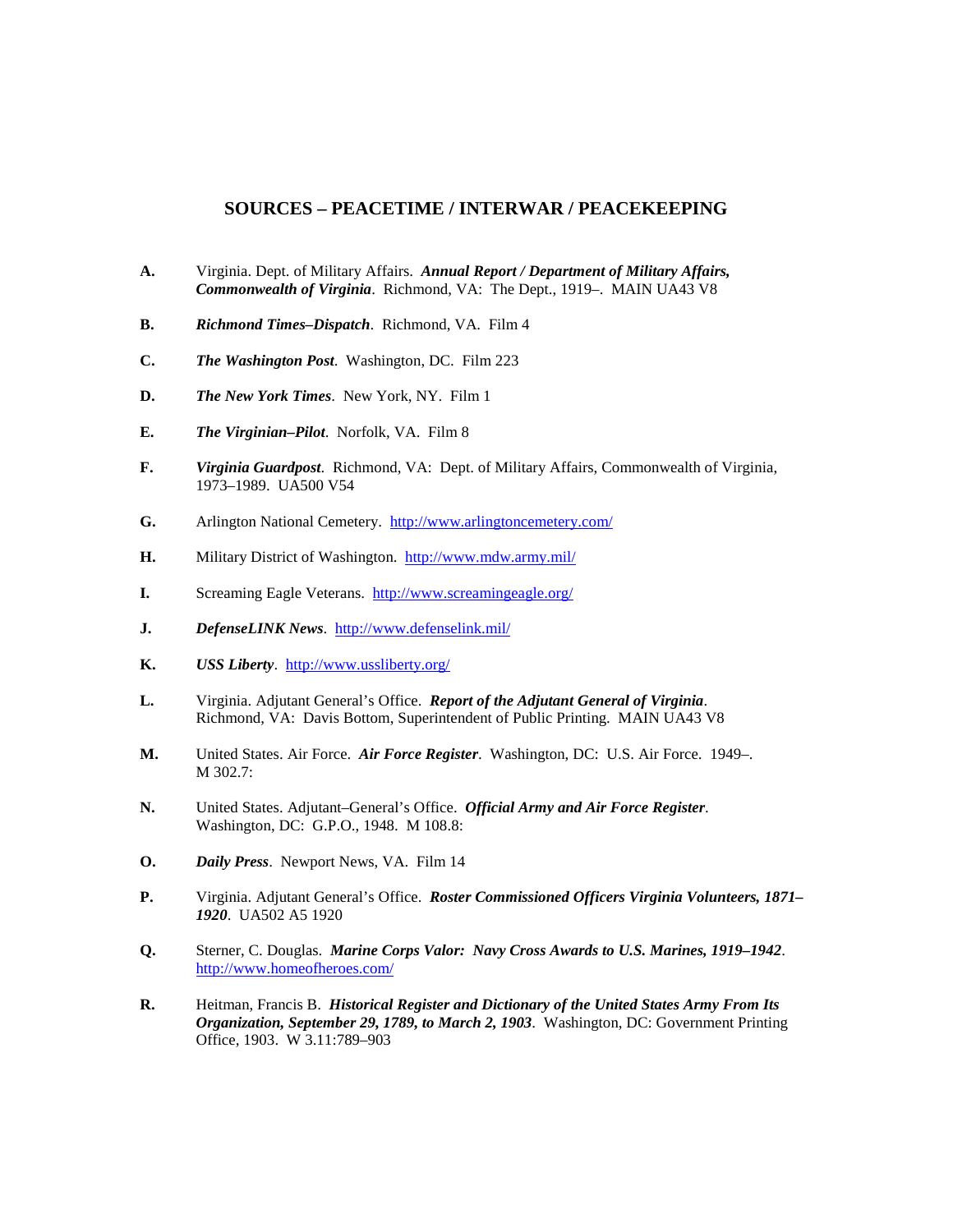# SOURCES – PEACETIME / INTERWAR / PEACEKEEPING

**A.** Virginia. Dept. of Military Affairs. ***Annual Report / Department of Military Affairs, Commonwealth of Virginia***. Richmond, VA: The Dept., 1919–. MAIN UA43 V8

**B.** ***Richmond Times–Dispatch***. Richmond, VA. Film 4

**C.** ***The Washington Post***. Washington, DC. Film 223

**D.** ***The New York Times***. New York, NY. Film 1

**E.** ***The Virginian–Pilot***. Norfolk, VA. Film 8

**F.** ***Virginia Guardpost***. Richmond, VA: Dept. of Military Affairs, Commonwealth of Virginia, 1973–1989. UA500 V54

**G.** Arlington National Cemetery. http://www.arlingtoncemetery.com/

**H.** Military District of Washington. http://www.mdw.army.mil/

**I.** Screaming Eagle Veterans. http://www.screamingeagle.org/

**J.** ***DefenseLINK News***. http://www.defenselink.mil/

**K.** ***USS Liberty***. http://www.ussliberty.org/

**L.** Virginia. Adjutant General's Office. ***Report of the Adjutant General of Virginia***. Richmond, VA: Davis Bottom, Superintendent of Public Printing. MAIN UA43 V8

**M.** United States. Air Force. ***Air Force Register***. Washington, DC: U.S. Air Force. 1949–. M 302.7:

**N.** United States. Adjutant–General's Office. ***Official Army and Air Force Register***. Washington, DC: G.P.O., 1948. M 108.8:

**O.** ***Daily Press***. Newport News, VA. Film 14

**P.** Virginia. Adjutant General's Office. ***Roster Commissioned Officers Virginia Volunteers, 1871–1920***. UA502 A5 1920

**Q.** Sterner, C. Douglas. ***Marine Corps Valor: Navy Cross Awards to U.S. Marines, 1919–1942***. http://www.homeofheroes.com/

**R.** Heitman, Francis B. ***Historical Register and Dictionary of the United States Army From Its Organization, September 29, 1789, to March 2, 1903***. Washington, DC: Government Printing Office, 1903. W 3.11:789–903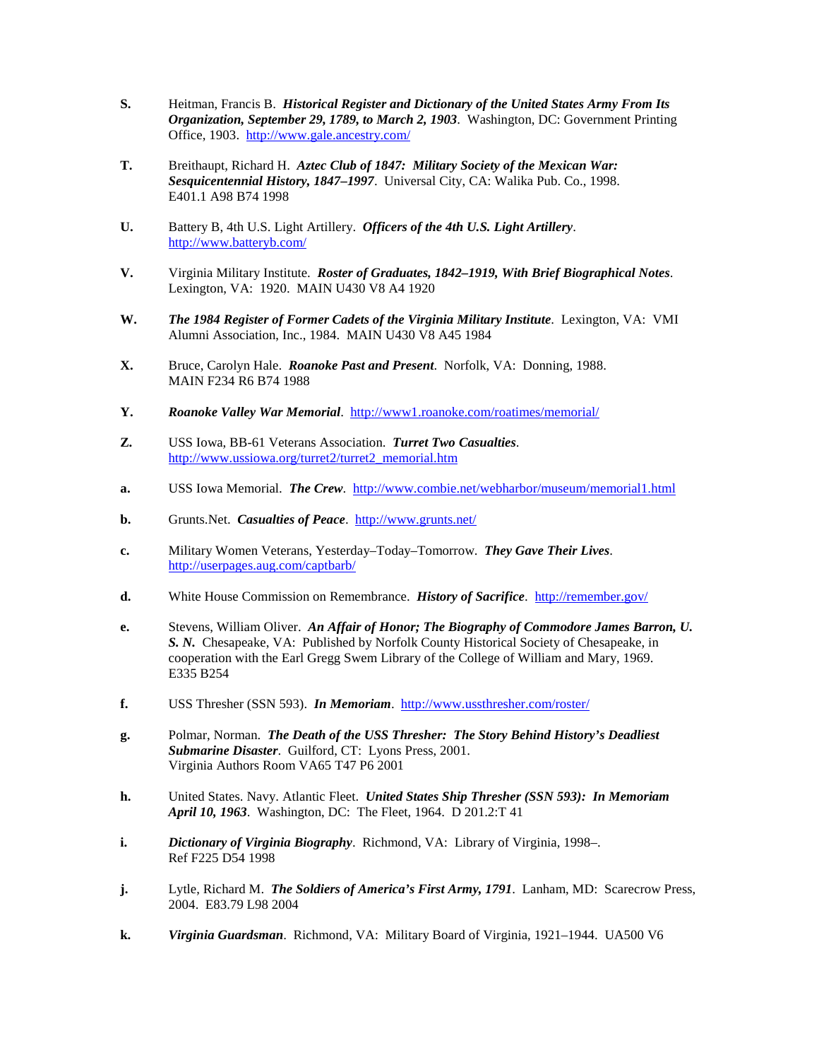**S.** Heitman, Francis B. ***Historical Register and Dictionary of the United States Army From Its Organization, September 29, 1789, to March 2, 1903***. Washington, DC: Government Printing Office, 1903. http://www.gale.ancestry.com/

**T.** Breithaupt, Richard H. ***Aztec Club of 1847: Military Society of the Mexican War: Sesquicentennial History, 1847–1997***. Universal City, CA: Walika Pub. Co., 1998. E401.1 A98 B74 1998

**U.** Battery B, 4th U.S. Light Artillery. ***Officers of the 4th U.S. Light Artillery***. http://www.batteryb.com/

**V.** Virginia Military Institute. ***Roster of Graduates, 1842–1919, With Brief Biographical Notes***. Lexington, VA: 1920. MAIN U430 V8 A4 1920

**W.** ***The 1984 Register of Former Cadets of the Virginia Military Institute***. Lexington, VA: VMI Alumni Association, Inc., 1984. MAIN U430 V8 A45 1984

**X.** Bruce, Carolyn Hale. ***Roanoke Past and Present***. Norfolk, VA: Donning, 1988. MAIN F234 R6 B74 1988

**Y.** ***Roanoke Valley War Memorial***. http://www1.roanoke.com/roatimes/memorial/

**Z.** USS Iowa, BB-61 Veterans Association. ***Turret Two Casualties***. http://www.ussiowa.org/turret2/turret2_memorial.htm

**a.** USS Iowa Memorial. ***The Crew***. http://www.combie.net/webharbor/museum/memorial1.html

**b.** Grunts.Net. ***Casualties of Peace***. http://www.grunts.net/

**c.** Military Women Veterans, Yesterday–Today–Tomorrow. ***They Gave Their Lives***. http://userpages.aug.com/captbarb/

**d.** White House Commission on Remembrance. ***History of Sacrifice***. http://remember.gov/

**e.** Stevens, William Oliver. ***An Affair of Honor; The Biography of Commodore James Barron, U. S. N.*** Chesapeake, VA: Published by Norfolk County Historical Society of Chesapeake, in cooperation with the Earl Gregg Swem Library of the College of William and Mary, 1969. E335 B254

**f.** USS Thresher (SSN 593). ***In Memoriam***. http://www.ussthresher.com/roster/

**g.** Polmar, Norman. ***The Death of the USS Thresher: The Story Behind History's Deadliest Submarine Disaster***. Guilford, CT: Lyons Press, 2001. Virginia Authors Room VA65 T47 P6 2001

**h.** United States. Navy. Atlantic Fleet. ***United States Ship Thresher (SSN 593): In Memoriam April 10, 1963***. Washington, DC: The Fleet, 1964. D 201.2:T 41

**i.** ***Dictionary of Virginia Biography***. Richmond, VA: Library of Virginia, 1998–. Ref F225 D54 1998

**j.** Lytle, Richard M. ***The Soldiers of America's First Army, 1791***. Lanham, MD: Scarecrow Press, 2004. E83.79 L98 2004

**k.** ***Virginia Guardsman***. Richmond, VA: Military Board of Virginia, 1921–1944. UA500 V6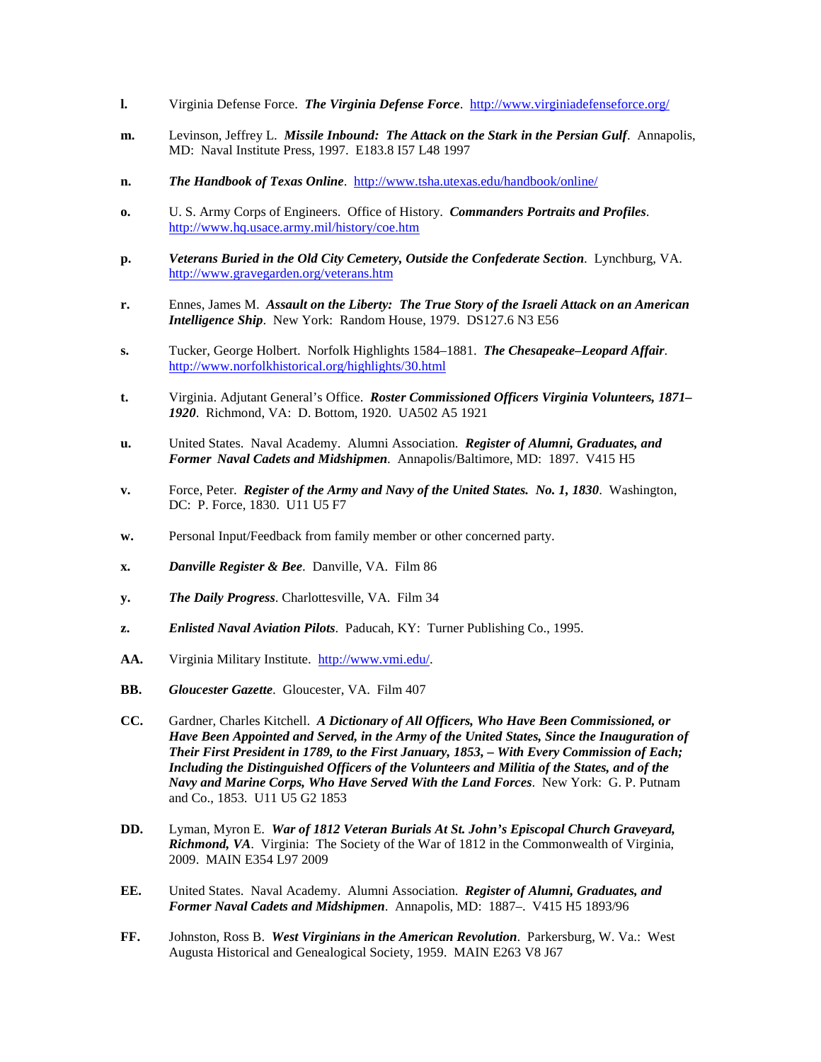**l.** Virginia Defense Force. ***The Virginia Defense Force***. http://www.virginiadefenseforce.org/

**m.** Levinson, Jeffrey L. ***Missile Inbound: The Attack on the Stark in the Persian Gulf***. Annapolis, MD: Naval Institute Press, 1997. E183.8 I57 L48 1997

**n.** ***The Handbook of Texas Online***. http://www.tsha.utexas.edu/handbook/online/

**o.** U. S. Army Corps of Engineers. Office of History. ***Commanders Portraits and Profiles***. http://www.hq.usace.army.mil/history/coe.htm

**p.** ***Veterans Buried in the Old City Cemetery, Outside the Confederate Section***. Lynchburg, VA. http://www.gravegarden.org/veterans.htm

**r.** Ennes, James M. ***Assault on the Liberty: The True Story of the Israeli Attack on an American Intelligence Ship***. New York: Random House, 1979. DS127.6 N3 E56

**s.** Tucker, George Holbert. Norfolk Highlights 1584–1881. ***The Chesapeake–Leopard Affair***. http://www.norfolkhistorical.org/highlights/30.html

**t.** Virginia. Adjutant General's Office. ***Roster Commissioned Officers Virginia Volunteers, 1871–1920***. Richmond, VA: D. Bottom, 1920. UA502 A5 1921

**u.** United States. Naval Academy. Alumni Association. ***Register of Alumni, Graduates, and Former Naval Cadets and Midshipmen***. Annapolis/Baltimore, MD: 1897. V415 H5

**v.** Force, Peter. ***Register of the Army and Navy of the United States. No. 1, 1830***. Washington, DC: P. Force, 1830. U11 U5 F7

**w.** Personal Input/Feedback from family member or other concerned party.

**x.** ***Danville Register & Bee***. Danville, VA. Film 86

**y.** ***The Daily Progress***. Charlottesville, VA. Film 34

**z.** ***Enlisted Naval Aviation Pilots***. Paducah, KY: Turner Publishing Co., 1995.

**AA.** Virginia Military Institute. http://www.vmi.edu/.

**BB.** ***Gloucester Gazette***. Gloucester, VA. Film 407

**CC.** Gardner, Charles Kitchell. ***A Dictionary of All Officers, Who Have Been Commissioned, or Have Been Appointed and Served, in the Army of the United States, Since the Inauguration of Their First President in 1789, to the First January, 1853, – With Every Commission of Each; Including the Distinguished Officers of the Volunteers and Militia of the States, and of the Navy and Marine Corps, Who Have Served With the Land Forces***. New York: G. P. Putnam and Co., 1853. U11 U5 G2 1853

**DD.** Lyman, Myron E. ***War of 1812 Veteran Burials At St. John's Episcopal Church Graveyard, Richmond, VA***. Virginia: The Society of the War of 1812 in the Commonwealth of Virginia, 2009. MAIN E354 L97 2009

**EE.** United States. Naval Academy. Alumni Association. ***Register of Alumni, Graduates, and Former Naval Cadets and Midshipmen***. Annapolis, MD: 1887–. V415 H5 1893/96

**FF.** Johnston, Ross B. ***West Virginians in the American Revolution***. Parkersburg, W. Va.: West Augusta Historical and Genealogical Society, 1959. MAIN E263 V8 J67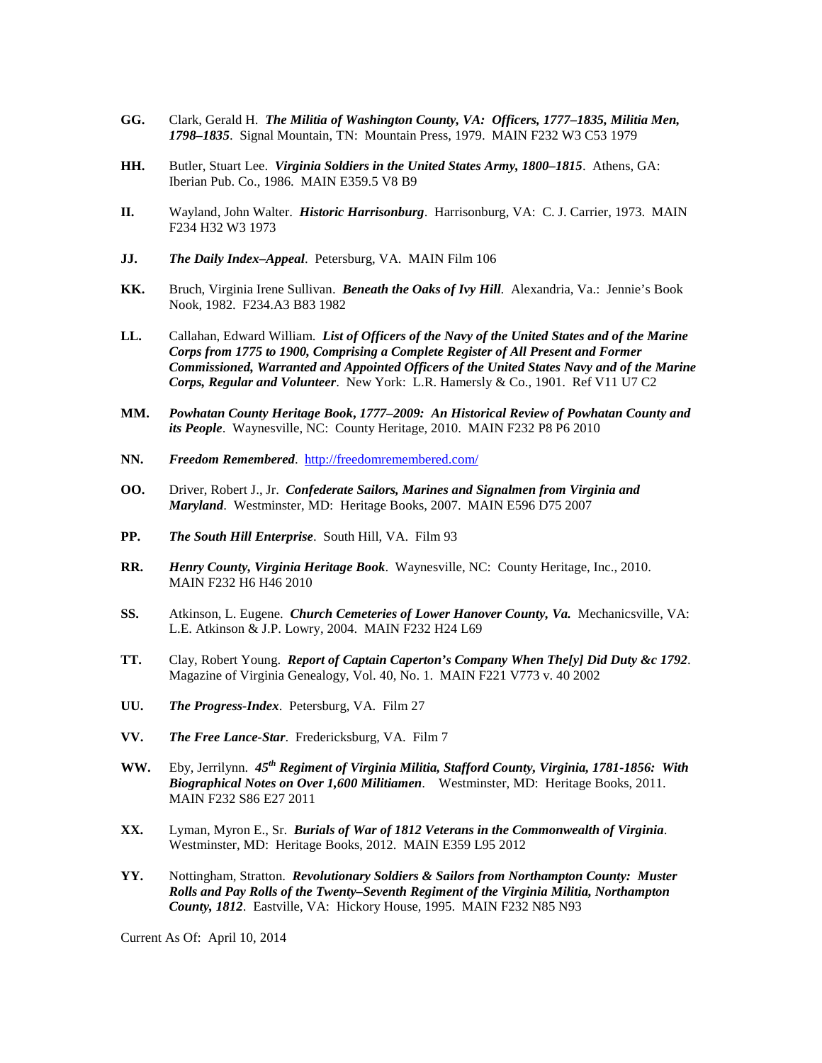**GG.** Clark, Gerald H. ***The Militia of Washington County, VA: Officers, 1777–1835, Militia Men, 1798–1835***. Signal Mountain, TN: Mountain Press, 1979. MAIN F232 W3 C53 1979

**HH.** Butler, Stuart Lee. ***Virginia Soldiers in the United States Army, 1800–1815***. Athens, GA: Iberian Pub. Co., 1986. MAIN E359.5 V8 B9

**II.** Wayland, John Walter. ***Historic Harrisonburg***. Harrisonburg, VA: C. J. Carrier, 1973. MAIN F234 H32 W3 1973

**JJ.** ***The Daily Index–Appeal***. Petersburg, VA. MAIN Film 106

**KK.** Bruch, Virginia Irene Sullivan. ***Beneath the Oaks of Ivy Hill***. Alexandria, Va.: Jennie's Book Nook, 1982. F234.A3 B83 1982

**LL.** Callahan, Edward William. ***List of Officers of the Navy of the United States and of the Marine Corps from 1775 to 1900, Comprising a Complete Register of All Present and Former Commissioned, Warranted and Appointed Officers of the United States Navy and of the Marine Corps, Regular and Volunteer***. New York: L.R. Hamersly & Co., 1901. Ref V11 U7 C2

**MM.** ***Powhatan County Heritage Book, 1777–2009: An Historical Review of Powhatan County and its People***. Waynesville, NC: County Heritage, 2010. MAIN F232 P8 P6 2010

**NN.** ***Freedom Remembered***. http://freedomremembered.com/

**OO.** Driver, Robert J., Jr. ***Confederate Sailors, Marines and Signalmen from Virginia and Maryland***. Westminster, MD: Heritage Books, 2007. MAIN E596 D75 2007

**PP.** ***The South Hill Enterprise***. South Hill, VA. Film 93

**RR.** ***Henry County, Virginia Heritage Book***. Waynesville, NC: County Heritage, Inc., 2010. MAIN F232 H6 H46 2010

**SS.** Atkinson, L. Eugene. ***Church Cemeteries of Lower Hanover County, Va.*** Mechanicsville, VA: L.E. Atkinson & J.P. Lowry, 2004. MAIN F232 H24 L69

**TT.** Clay, Robert Young. ***Report of Captain Caperton's Company When The[y] Did Duty &c 1792***. Magazine of Virginia Genealogy, Vol. 40, No. 1. MAIN F221 V773 v. 40 2002

**UU.** ***The Progress-Index***. Petersburg, VA. Film 27

**VV.** ***The Free Lance-Star***. Fredericksburg, VA. Film 7

**WW.** Eby, Jerrilynn. ***45th Regiment of Virginia Militia, Stafford County, Virginia, 1781-1856: With Biographical Notes on Over 1,600 Militiamen***. Westminster, MD: Heritage Books, 2011. MAIN F232 S86 E27 2011

**XX.** Lyman, Myron E., Sr. ***Burials of War of 1812 Veterans in the Commonwealth of Virginia***. Westminster, MD: Heritage Books, 2012. MAIN E359 L95 2012

**YY.** Nottingham, Stratton. ***Revolutionary Soldiers & Sailors from Northampton County: Muster Rolls and Pay Rolls of the Twenty–Seventh Regiment of the Virginia Militia, Northampton County, 1812***. Eastville, VA: Hickory House, 1995. MAIN F232 N85 N93

Current As Of: April 10, 2014